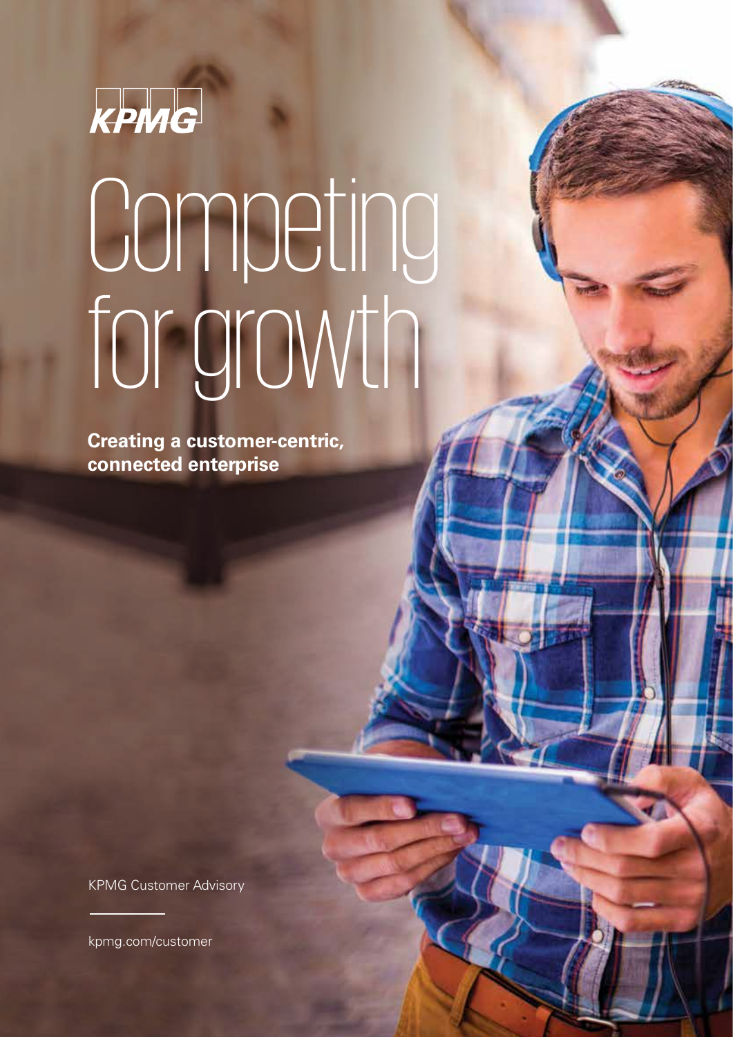KPMG

# Competing for growth

**Creating a customer-centric, connected enterprise**

KPMG Customer Advisory

kpmg.com/customer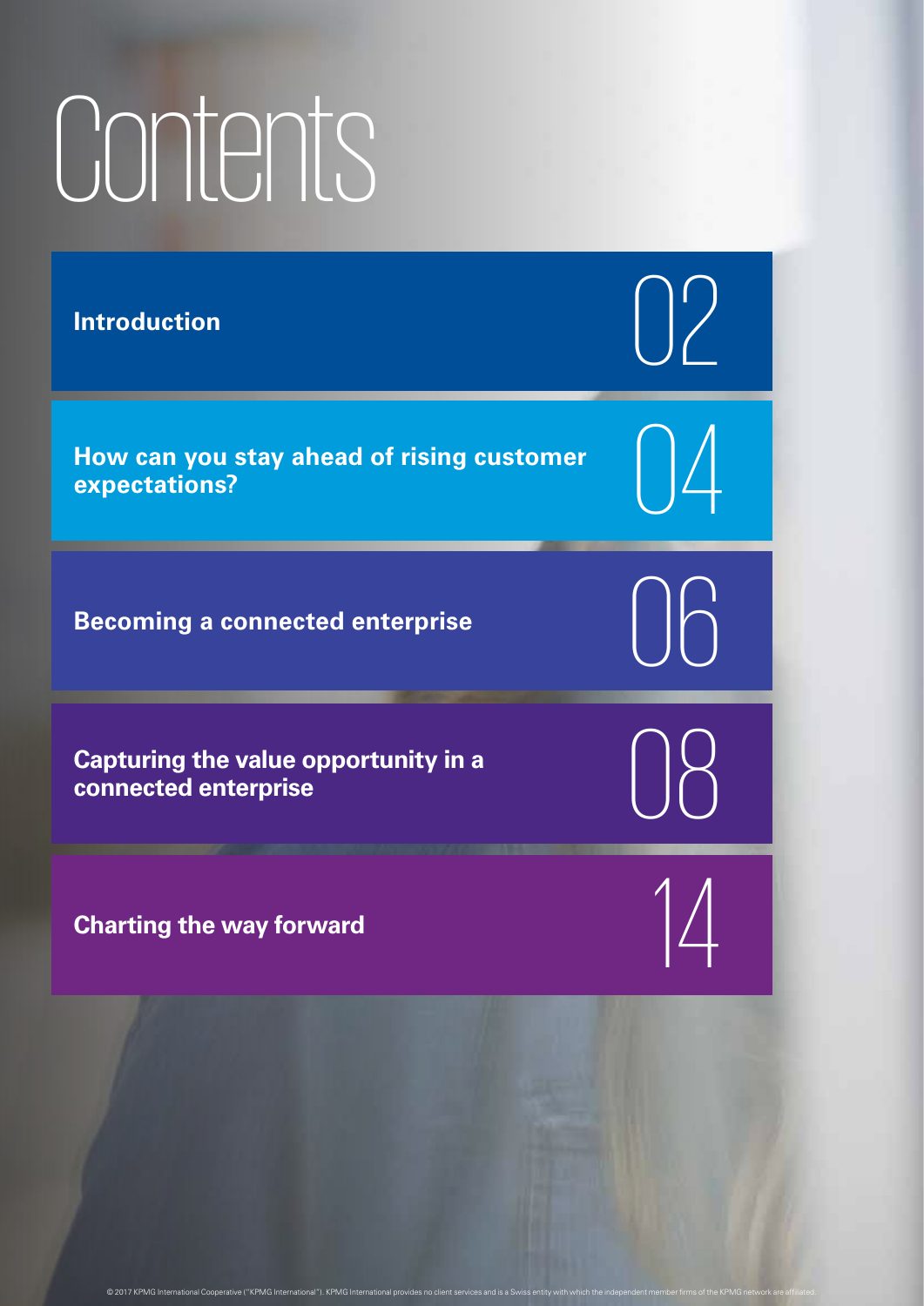# Contents

| | |
|---|---|
| **Introduction** | 02 |
| **How can you stay ahead of rising customer expectations?** | 04 |
| **Becoming a connected enterprise** | 06 |
| **Capturing the value opportunity in a connected enterprise** | 08 |
| **Charting the way forward** | 14 |

© 2017 KPMG International Cooperative ("KPMG International"). KPMG International provides no client services and is a Swiss entity with which the independent member firms of the KPMG network are affiliated.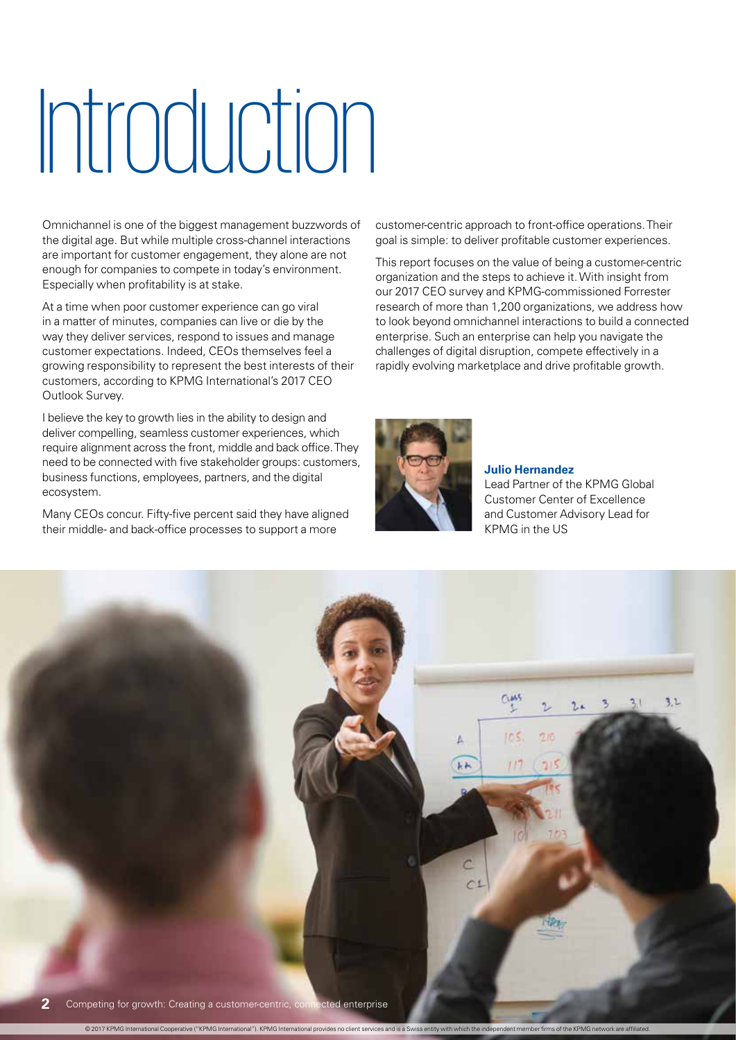# Introduction

Omnichannel is one of the biggest management buzzwords of the digital age. But while multiple cross-channel interactions are important for customer engagement, they alone are not enough for companies to compete in today's environment. Especially when profitability is at stake.

At a time when poor customer experience can go viral in a matter of minutes, companies can live or die by the way they deliver services, respond to issues and manage customer expectations. Indeed, CEOs themselves feel a growing responsibility to represent the best interests of their customers, according to KPMG International's 2017 CEO Outlook Survey.

I believe the key to growth lies in the ability to design and deliver compelling, seamless customer experiences, which require alignment across the front, middle and back office. They need to be connected with five stakeholder groups: customers, business functions, employees, partners, and the digital ecosystem.

Many CEOs concur. Fifty-five percent said they have aligned their middle- and back-office processes to support a more customer-centric approach to front-office operations. Their goal is simple: to deliver profitable customer experiences.

This report focuses on the value of being a customer-centric organization and the steps to achieve it. With insight from our 2017 CEO survey and KPMG-commissioned Forrester research of more than 1,200 organizations, we address how to look beyond omnichannel interactions to build a connected enterprise. Such an enterprise can help you navigate the challenges of digital disruption, compete effectively in a rapidly evolving marketplace and drive profitable growth.

**Julio Hernandez**
Lead Partner of the KPMG Global Customer Center of Excellence and Customer Advisory Lead for KPMG in the US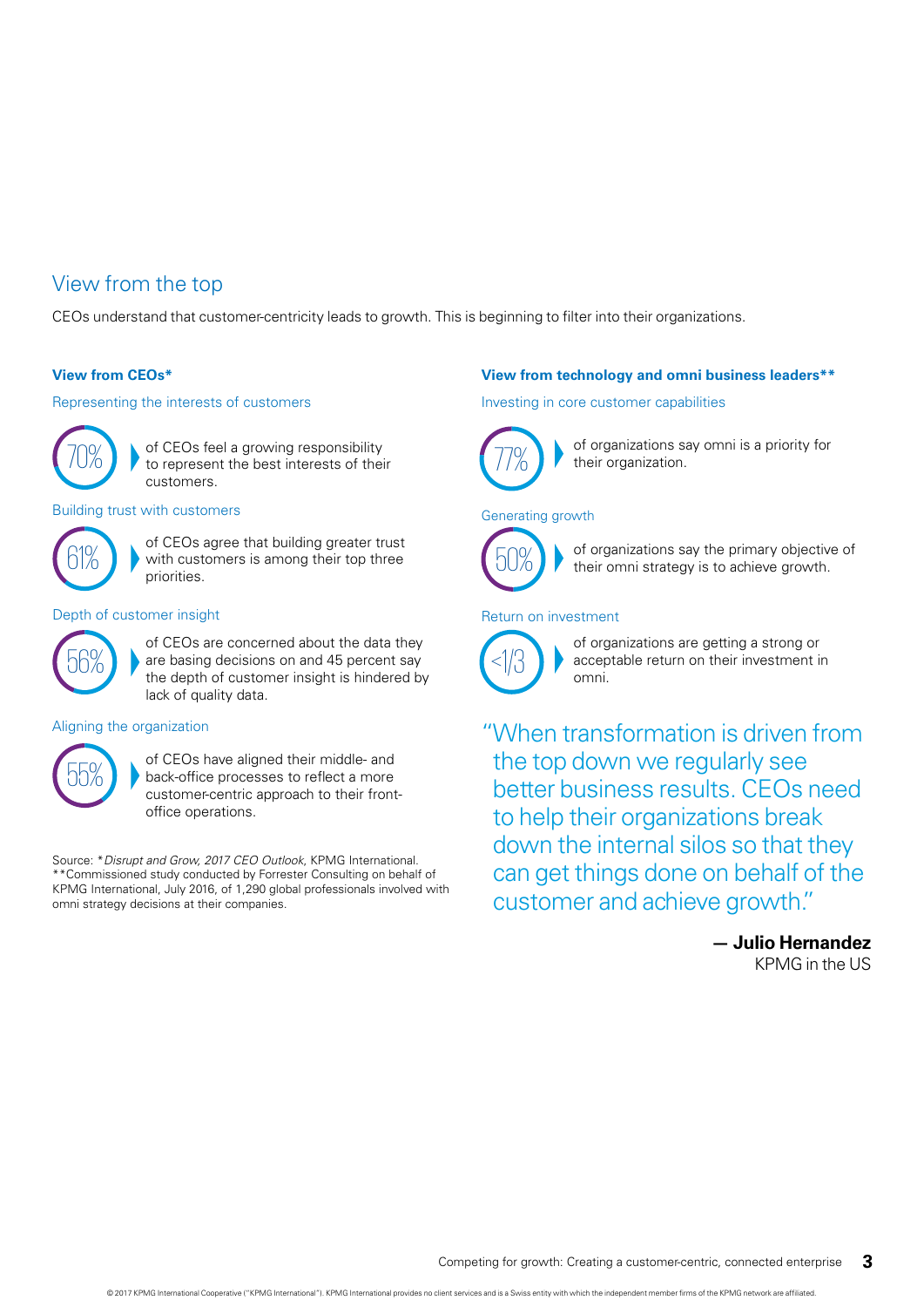## View from the top

CEOs understand that customer-centricity leads to growth. This is beginning to filter into their organizations.

### View from CEOs*

Representing the interests of customers

**70%** of CEOs feel a growing responsibility to represent the best interests of their customers.

Building trust with customers

**61%** of CEOs agree that building greater trust with customers is among their top three priorities.

Depth of customer insight

**56%** of CEOs are concerned about the data they are basing decisions on and 45 percent say the depth of customer insight is hindered by lack of quality data.

Aligning the organization

**55%** of CEOs have aligned their middle- and back-office processes to reflect a more customer-centric approach to their front-office operations.

Source: **Disrupt and Grow, 2017 CEO Outlook*, KPMG International.
**Commissioned study conducted by Forrester Consulting on behalf of KPMG International, July 2016, of 1,290 global professionals involved with omni strategy decisions at their companies.

### View from technology and omni business leaders**

Investing in core customer capabilities

**77%** of organizations say omni is a priority for their organization.

Generating growth

**50%** of organizations say the primary objective of their omni strategy is to achieve growth.

Return on investment

**<1/3** of organizations are getting a strong or acceptable return on their investment in omni.

> "When transformation is driven from the top down we regularly see better business results. CEOs need to help their organizations break down the internal silos so that they can get things done on behalf of the customer and achieve growth."
>
> **— Julio Hernandez**
> KPMG in the US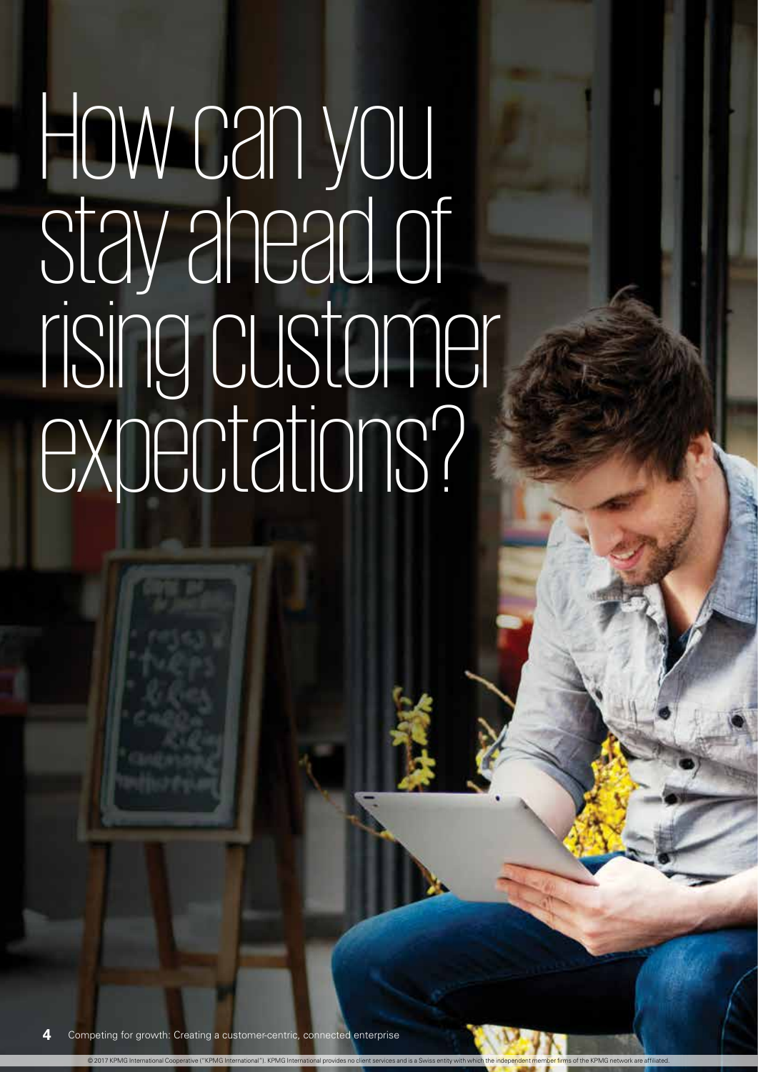# How can you stay ahead of rising customer expectations?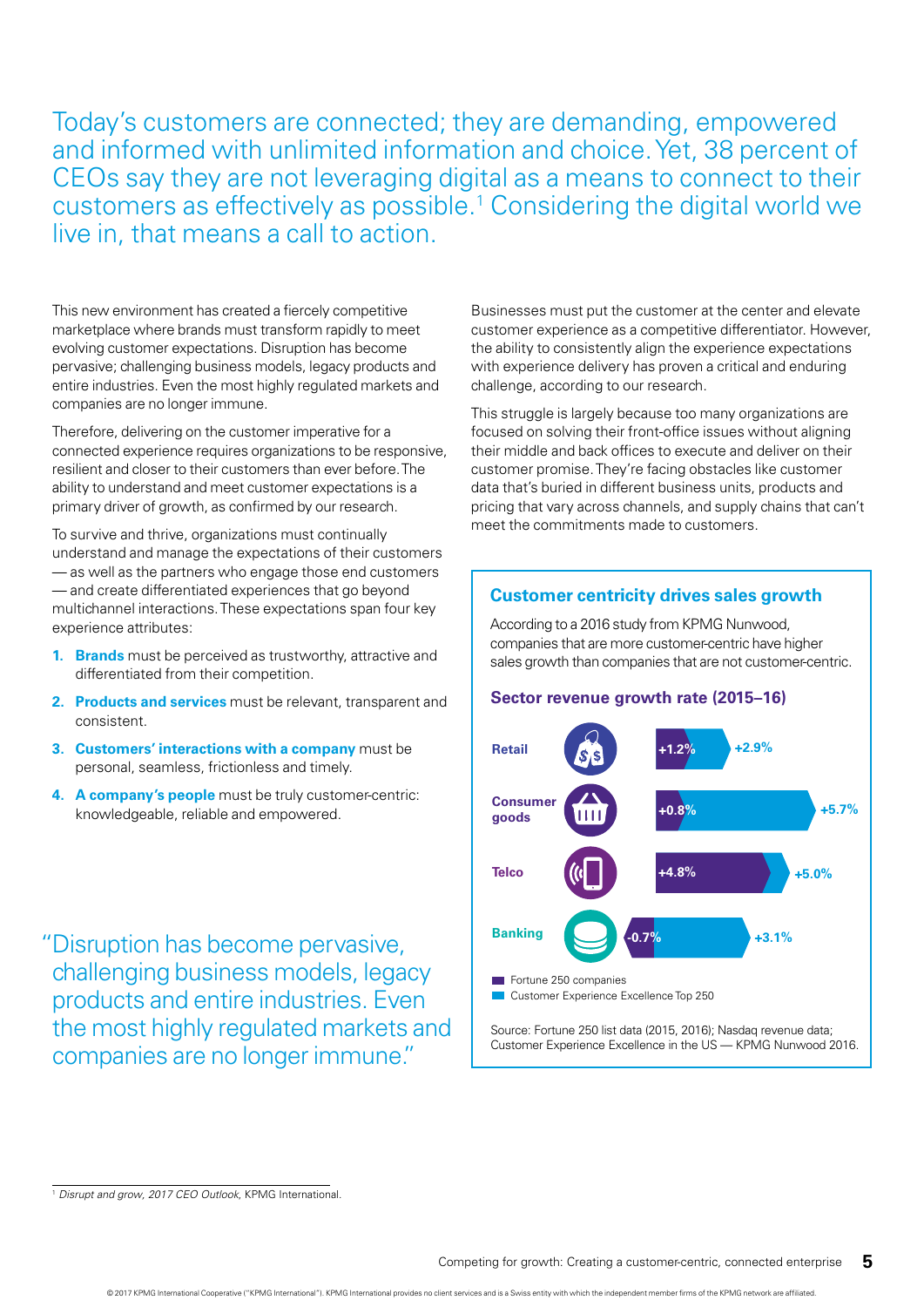Today's customers are connected; they are demanding, empowered and informed with unlimited information and choice. Yet, 38 percent of CEOs say they are not leveraging digital as a means to connect to their customers as effectively as possible.[1] Considering the digital world we live in, that means a call to action.

This new environment has created a fiercely competitive marketplace where brands must transform rapidly to meet evolving customer expectations. Disruption has become pervasive; challenging business models, legacy products and entire industries. Even the most highly regulated markets and companies are no longer immune.

Therefore, delivering on the customer imperative for a connected experience requires organizations to be responsive, resilient and closer to their customers than ever before. The ability to understand and meet customer expectations is a primary driver of growth, as confirmed by our research.

To survive and thrive, organizations must continually understand and manage the expectations of their customers — as well as the partners who engage those end customers — and create differentiated experiences that go beyond multichannel interactions. These expectations span four key experience attributes:

1. **Brands** must be perceived as trustworthy, attractive and differentiated from their competition.
2. **Products and services** must be relevant, transparent and consistent.
3. **Customers' interactions with a company** must be personal, seamless, frictionless and timely.
4. **A company's people** must be truly customer-centric: knowledgeable, reliable and empowered.

"Disruption has become pervasive, challenging business models, legacy products and entire industries. Even the most highly regulated markets and companies are no longer immune."

Businesses must put the customer at the center and elevate customer experience as a competitive differentiator. However, the ability to consistently align the experience expectations with experience delivery has proven a critical and enduring challenge, according to our research.

This struggle is largely because too many organizations are focused on solving their front-office issues without aligning their middle and back offices to execute and deliver on their customer promise. They're facing obstacles like customer data that's buried in different business units, products and pricing that vary across channels, and supply chains that can't meet the commitments made to customers.

### Customer centricity drives sales growth

According to a 2016 study from KPMG Nunwood, companies that are more customer-centric have higher sales growth than companies that are not customer-centric.

#### Sector revenue growth rate (2015–16)

| Sector | Fortune 250 companies | Customer Experience Excellence Top 250 |
|---|---|---|
| Retail | +1.2% | +2.9% |
| Consumer goods | +0.8% | +5.7% |
| Telco | +4.8% | +5.0% |
| Banking | -0.7% | +3.1% |

Source: Fortune 250 list data (2015, 2016); Nasdaq revenue data; Customer Experience Excellence in the US — KPMG Nunwood 2016.

[1] *Disrupt and grow, 2017 CEO Outlook*, KPMG International.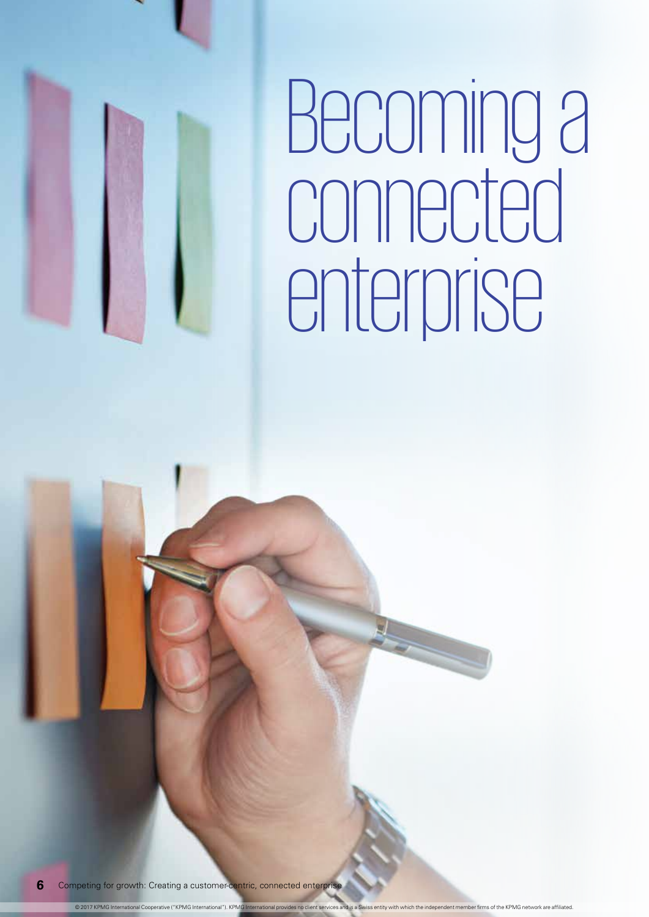# Becoming a connected enterprise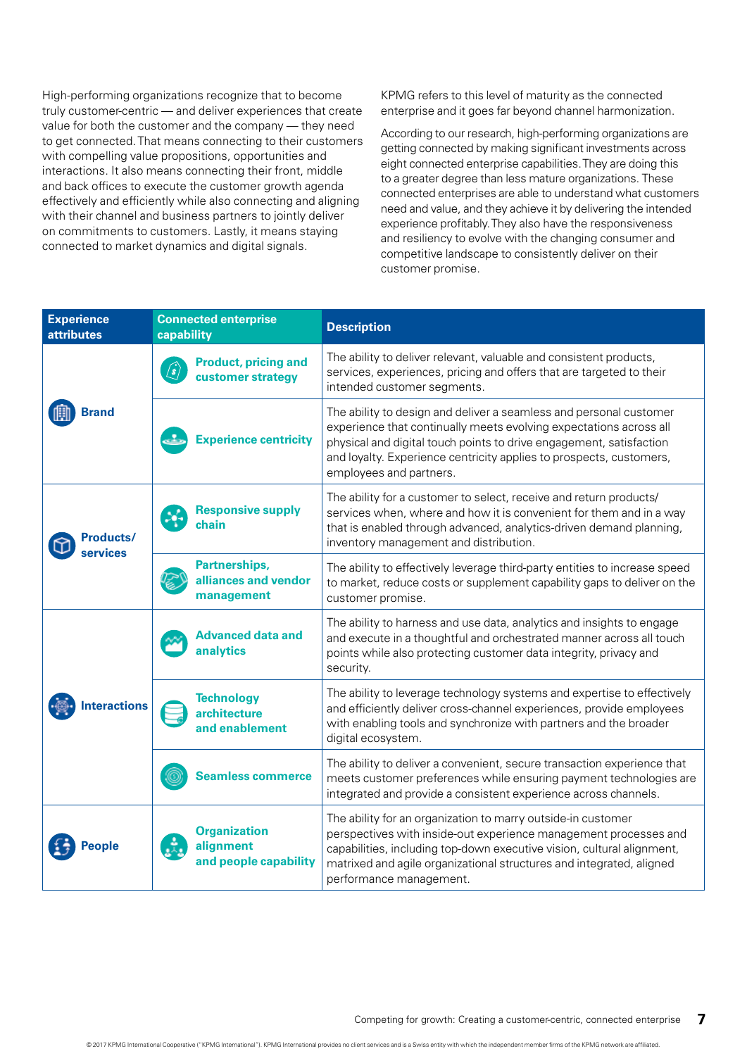High-performing organizations recognize that to become truly customer-centric — and deliver experiences that create value for both the customer and the company — they need to get connected. That means connecting to their customers with compelling value propositions, opportunities and interactions. It also means connecting their front, middle and back offices to execute the customer growth agenda effectively and efficiently while also connecting and aligning with their channel and business partners to jointly deliver on commitments to customers. Lastly, it means staying connected to market dynamics and digital signals.

KPMG refers to this level of maturity as the connected enterprise and it goes far beyond channel harmonization.

According to our research, high-performing organizations are getting connected by making significant investments across eight connected enterprise capabilities. They are doing this to a greater degree than less mature organizations. These connected enterprises are able to understand what customers need and value, and they achieve it by delivering the intended experience profitably. They also have the responsiveness and resiliency to evolve with the changing consumer and competitive landscape to consistently deliver on their customer promise.

| Experience attributes | Connected enterprise capability | Description |
|---|---|---|
| Brand | Product, pricing and customer strategy | The ability to deliver relevant, valuable and consistent products, services, experiences, pricing and offers that are targeted to their intended customer segments. |
| | Experience centricity | The ability to design and deliver a seamless and personal customer experience that continually meets evolving expectations across all physical and digital touch points to drive engagement, satisfaction and loyalty. Experience centricity applies to prospects, customers, employees and partners. |
| Products/ services | Responsive supply chain | The ability for a customer to select, receive and return products/ services when, where and how it is convenient for them and in a way that is enabled through advanced, analytics-driven demand planning, inventory management and distribution. |
| | Partnerships, alliances and vendor management | The ability to effectively leverage third-party entities to increase speed to market, reduce costs or supplement capability gaps to deliver on the customer promise. |
| Interactions | Advanced data and analytics | The ability to harness and use data, analytics and insights to engage and execute in a thoughtful and orchestrated manner across all touch points while also protecting customer data integrity, privacy and security. |
| | Technology architecture and enablement | The ability to leverage technology systems and expertise to effectively and efficiently deliver cross-channel experiences, provide employees with enabling tools and synchronize with partners and the broader digital ecosystem. |
| | Seamless commerce | The ability to deliver a convenient, secure transaction experience that meets customer preferences while ensuring payment technologies are integrated and provide a consistent experience across channels. |
| People | Organization alignment and people capability | The ability for an organization to marry outside-in customer perspectives with inside-out experience management processes and capabilities, including top-down executive vision, cultural alignment, matrixed and agile organizational structures and integrated, aligned performance management. |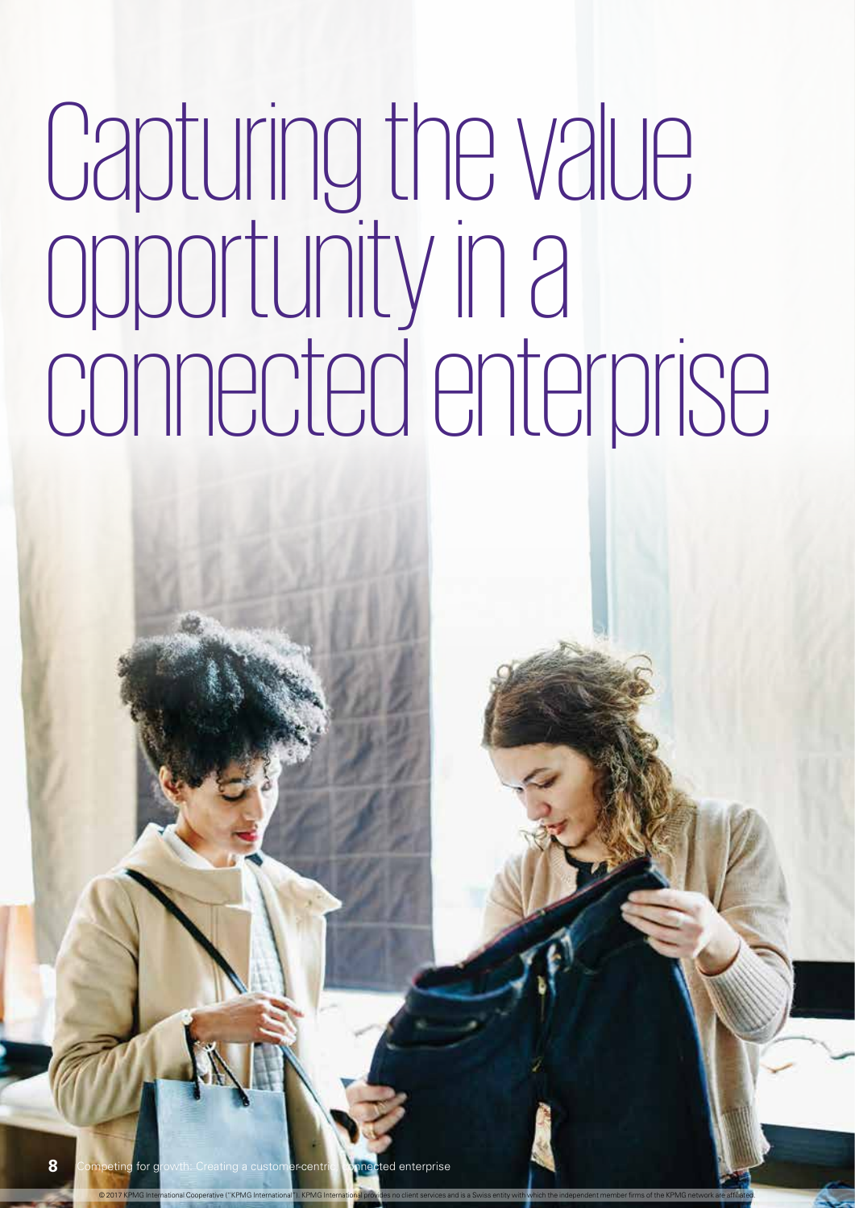# Capturing the value opportunity in a connected enterprise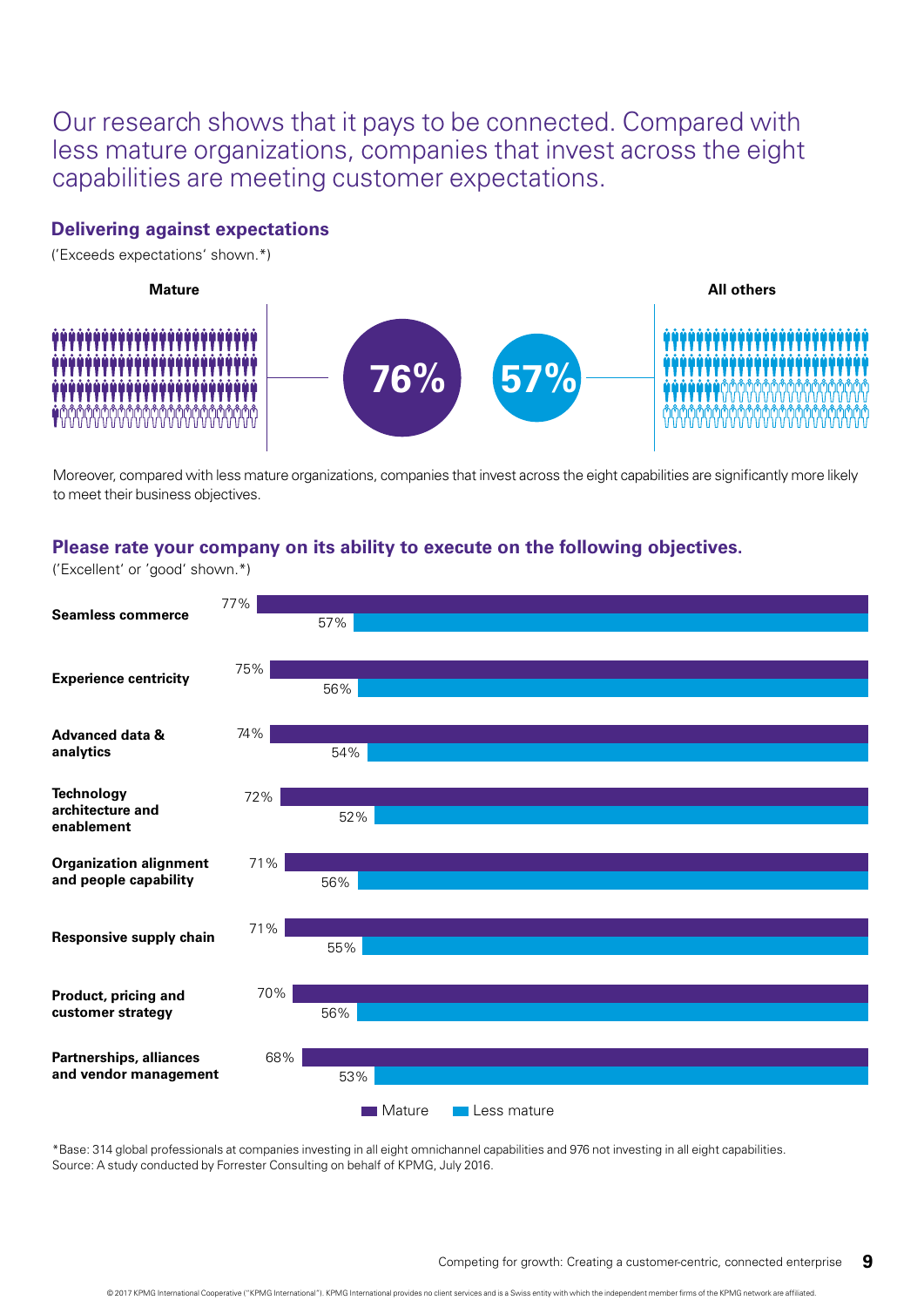Our research shows that it pays to be connected. Compared with less mature organizations, companies that invest across the eight capabilities are meeting customer expectations.

## Delivering against expectations

('Exceeds expectations' shown.*)

| Mature | All others |
|---|---|
| 76% | 57% |

Moreover, compared with less mature organizations, companies that invest across the eight capabilities are significantly more likely to meet their business objectives.

## Please rate your company on its ability to execute on the following objectives.

('Excellent' or 'good' shown.*)

| Objective | Mature | Less mature |
|---|---|---|
| Seamless commerce | 77% | 57% |
| Experience centricity | 75% | 56% |
| Advanced data & analytics | 74% | 54% |
| Technology architecture and enablement | 72% | 52% |
| Organization alignment and people capability | 71% | 56% |
| Responsive supply chain | 71% | 55% |
| Product, pricing and customer strategy | 70% | 56% |
| Partnerships, alliances and vendor management | 68% | 53% |

*Base: 314 global professionals at companies investing in all eight omnichannel capabilities and 976 not investing in all eight capabilities.
Source: A study conducted by Forrester Consulting on behalf of KPMG, July 2016.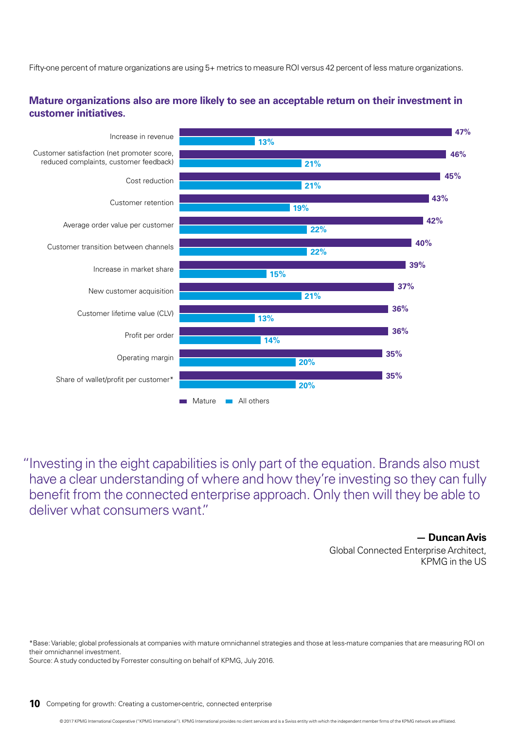Fifty-one percent of mature organizations are using 5+ metrics to measure ROI versus 42 percent of less mature organizations.

**Mature organizations also are more likely to see an acceptable return on their investment in customer initiatives.**

| | Mature | All others |
|---|---|---|
| Increase in revenue | 47% | 13% |
| Customer satisfaction (net promoter score, reduced complaints, customer feedback) | 46% | 21% |
| Cost reduction | 45% | 21% |
| Customer retention | 43% | 19% |
| Average order value per customer | 42% | 22% |
| Customer transition between channels | 40% | 22% |
| Increase in market share | 39% | 15% |
| New customer acquisition | 37% | 21% |
| Customer lifetime value (CLV) | 36% | 13% |
| Profit per order | 36% | 14% |
| Operating margin | 35% | 20% |
| Share of wallet/profit per customer* | 35% | 20% |

"Investing in the eight capabilities is only part of the equation. Brands also must have a clear understanding of where and how they're investing so they can fully benefit from the connected enterprise approach. Only then will they be able to deliver what consumers want."

**— Duncan Avis**
Global Connected Enterprise Architect,
KPMG in the US

*Base: Variable; global professionals at companies with mature omnichannel strategies and those at less-mature companies that are measuring ROI on their omnichannel investment.
Source: A study conducted by Forrester consulting on behalf of KPMG, July 2016.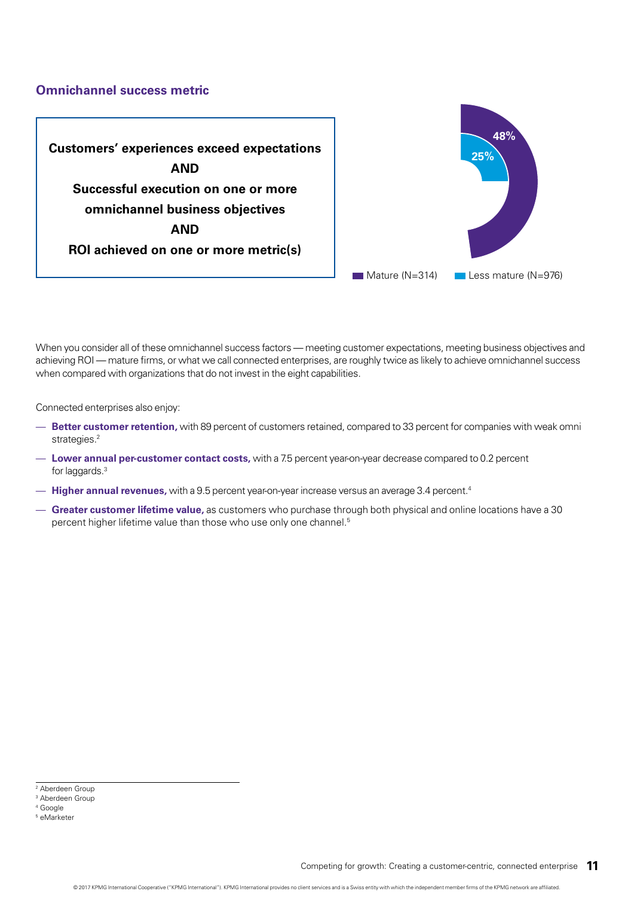### Omnichannel success metric

**Customers' experiences exceed expectations**
**AND**
**Successful execution on one or more omnichannel business objectives**
**AND**
**ROI achieved on one or more metric(s)**

48%
25%

Mature (N=314) Less mature (N=976)

When you consider all of these omnichannel success factors — meeting customer expectations, meeting business objectives and achieving ROI — mature firms, or what we call connected enterprises, are roughly twice as likely to achieve omnichannel success when compared with organizations that do not invest in the eight capabilities.

Connected enterprises also enjoy:

- **Better customer retention,** with 89 percent of customers retained, compared to 33 percent for companies with weak omni strategies.[2]
- **Lower annual per-customer contact costs,** with a 7.5 percent year-on-year decrease compared to 0.2 percent for laggards.[3]
- **Higher annual revenues,** with a 9.5 percent year-on-year increase versus an average 3.4 percent.[4]
- **Greater customer lifetime value,** as customers who purchase through both physical and online locations have a 30 percent higher lifetime value than those who use only one channel.[5]

---

[2] Aberdeen Group
[3] Aberdeen Group
[4] Google
[5] eMarketer

© 2017 KPMG International Cooperative ("KPMG International"). KPMG International provides no client services and is a Swiss entity with which the independent member firms of the KPMG network are affiliated.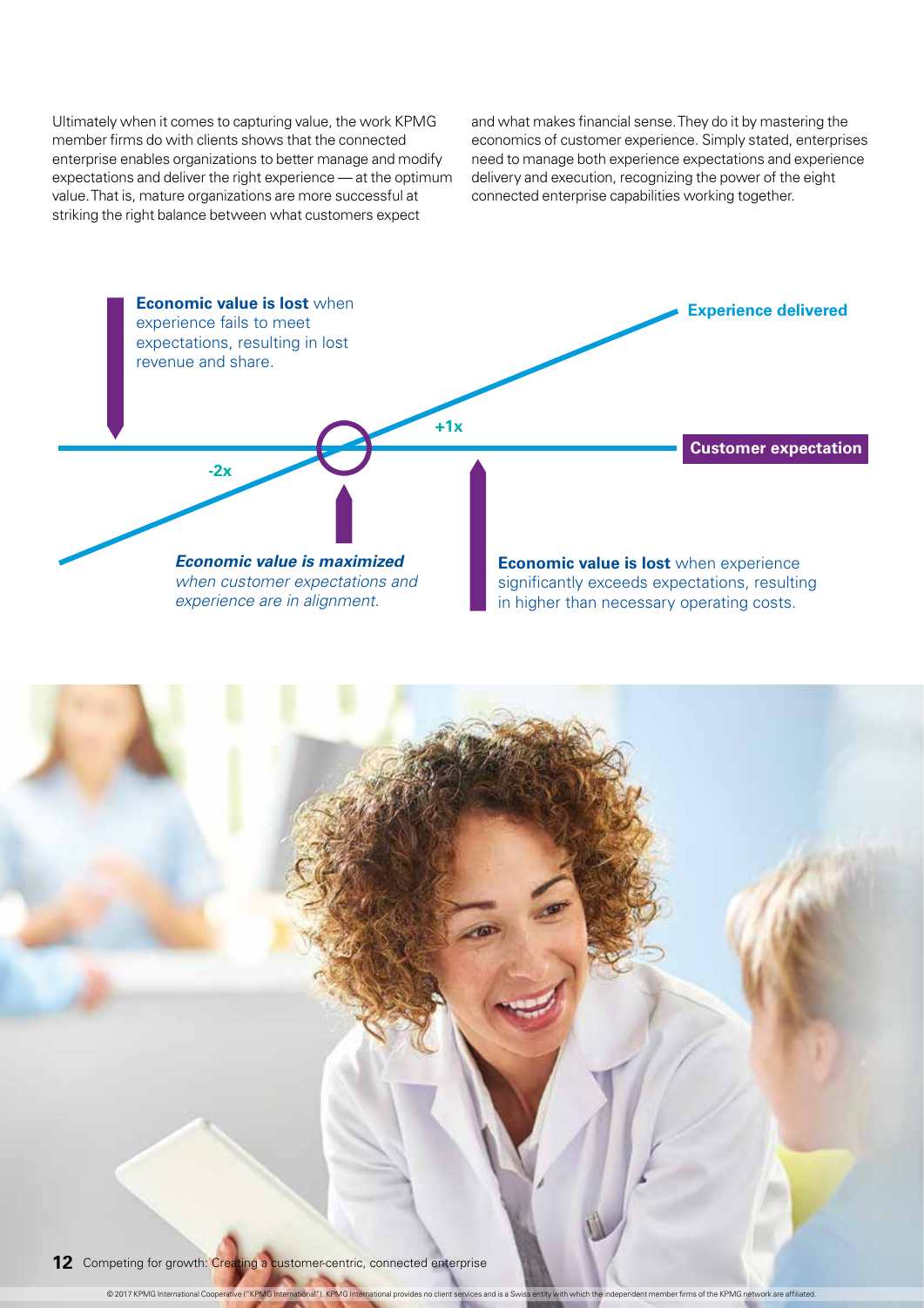Ultimately when it comes to capturing value, the work KPMG member firms do with clients shows that the connected enterprise enables organizations to better manage and modify expectations and deliver the right experience — at the optimum value. That is, mature organizations are more successful at striking the right balance between what customers expect and what makes financial sense. They do it by mastering the economics of customer experience. Simply stated, enterprises need to manage both experience expectations and experience delivery and execution, recognizing the power of the eight connected enterprise capabilities working together.

**Economic value is lost** when experience fails to meet expectations, resulting in lost revenue and share.

**Experience delivered**

+1x

**Customer expectation**

-2x

***Economic value is maximized*** *when customer expectations and experience are in alignment.*

**Economic value is lost** when experience significantly exceeds expectations, resulting in higher than necessary operating costs.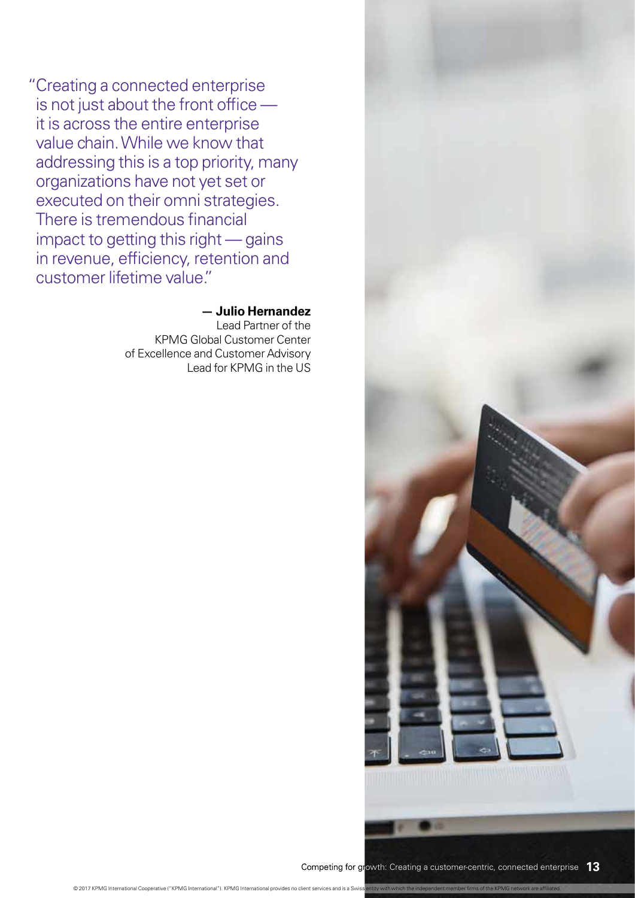"Creating a connected enterprise is not just about the front office — it is across the entire enterprise value chain. While we know that addressing this is a top priority, many organizations have not yet set or executed on their omni strategies. There is tremendous financial impact to getting this right — gains in revenue, efficiency, retention and customer lifetime value."

**— Julio Hernandez**
Lead Partner of the KPMG Global Customer Center of Excellence and Customer Advisory Lead for KPMG in the US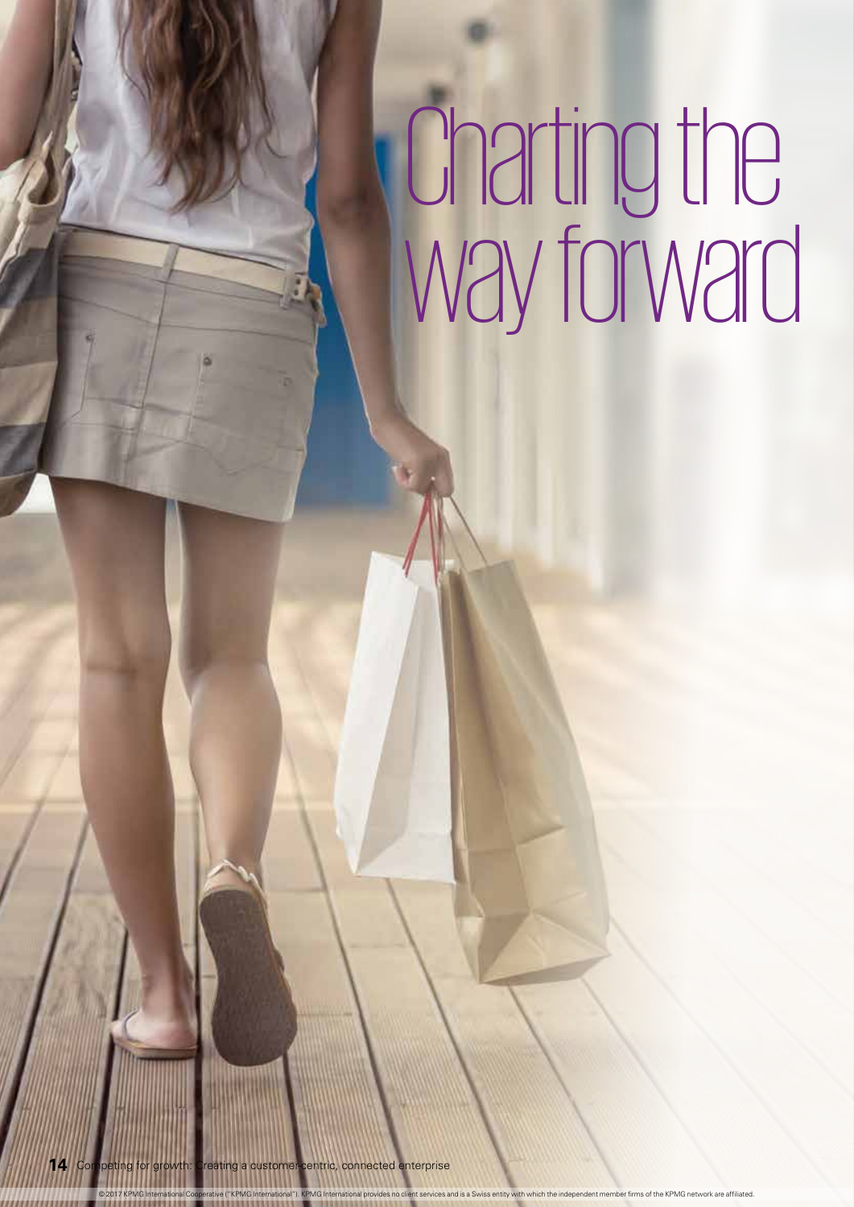# Charting the way forward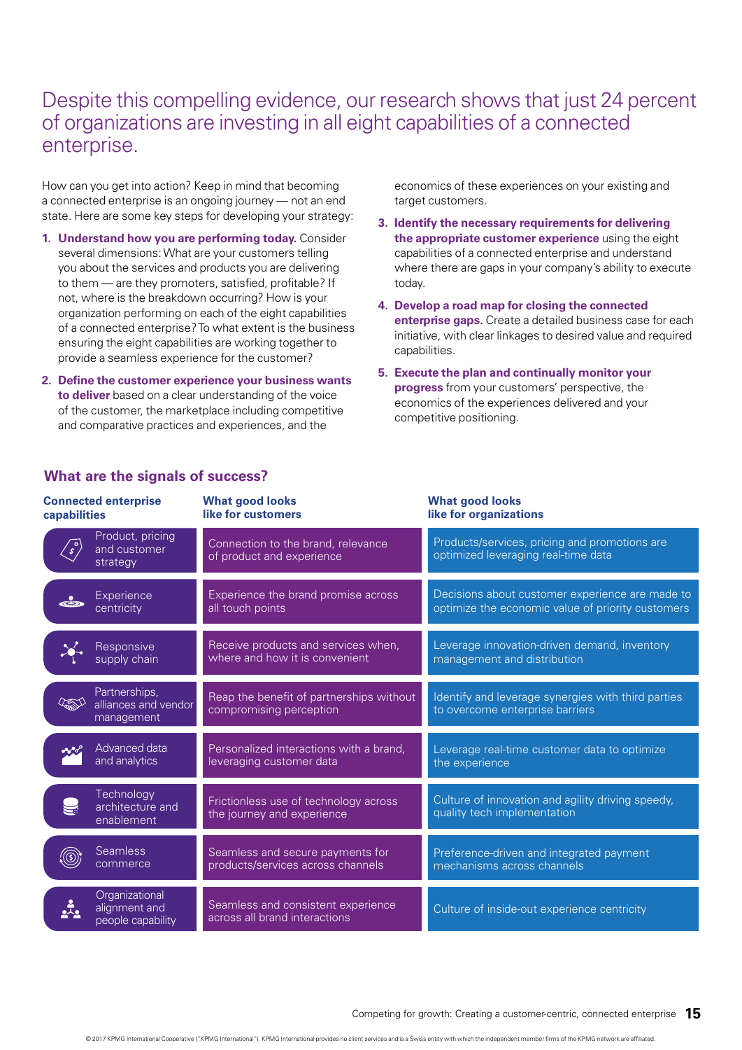# Despite this compelling evidence, our research shows that just 24 percent of organizations are investing in all eight capabilities of a connected enterprise.

How can you get into action? Keep in mind that becoming a connected enterprise is an ongoing journey — not an end state. Here are some key steps for developing your strategy:

1. **Understand how you are performing today.** Consider several dimensions: What are your customers telling you about the services and products you are delivering to them — are they promoters, satisfied, profitable? If not, where is the breakdown occurring? How is your organization performing on each of the eight capabilities of a connected enterprise? To what extent is the business ensuring the eight capabilities are working together to provide a seamless experience for the customer?
2. **Define the customer experience your business wants to deliver** based on a clear understanding of the voice of the customer, the marketplace including competitive and comparative practices and experiences, and the economics of these experiences on your existing and target customers.
3. **Identify the necessary requirements for delivering the appropriate customer experience** using the eight capabilities of a connected enterprise and understand where there are gaps in your company's ability to execute today.
4. **Develop a road map for closing the connected enterprise gaps.** Create a detailed business case for each initiative, with clear linkages to desired value and required capabilities.
5. **Execute the plan and continually monitor your progress** from your customers' perspective, the economics of the experiences delivered and your competitive positioning.

## What are the signals of success?

| Connected enterprise capabilities | What good looks like for customers | What good looks like for organizations |
|---|---|---|
| Product, pricing and customer strategy | Connection to the brand, relevance of product and experience | Products/services, pricing and promotions are optimized leveraging real-time data |
| Experience centricity | Experience the brand promise across all touch points | Decisions about customer experience are made to optimize the economic value of priority customers |
| Responsive supply chain | Receive products and services when, where and how it is convenient | Leverage innovation-driven demand, inventory management and distribution |
| Partnerships, alliances and vendor management | Reap the benefit of partnerships without compromising perception | Identify and leverage synergies with third parties to overcome enterprise barriers |
| Advanced data and analytics | Personalized interactions with a brand, leveraging customer data | Leverage real-time customer data to optimize the experience |
| Technology architecture and enablement | Frictionless use of technology across the journey and experience | Culture of innovation and agility driving speedy, quality tech implementation |
| Seamless commerce | Seamless and secure payments for products/services across channels | Preference-driven and integrated payment mechanisms across channels |
| Organizational alignment and people capability | Seamless and consistent experience across all brand interactions | Culture of inside-out experience centricity |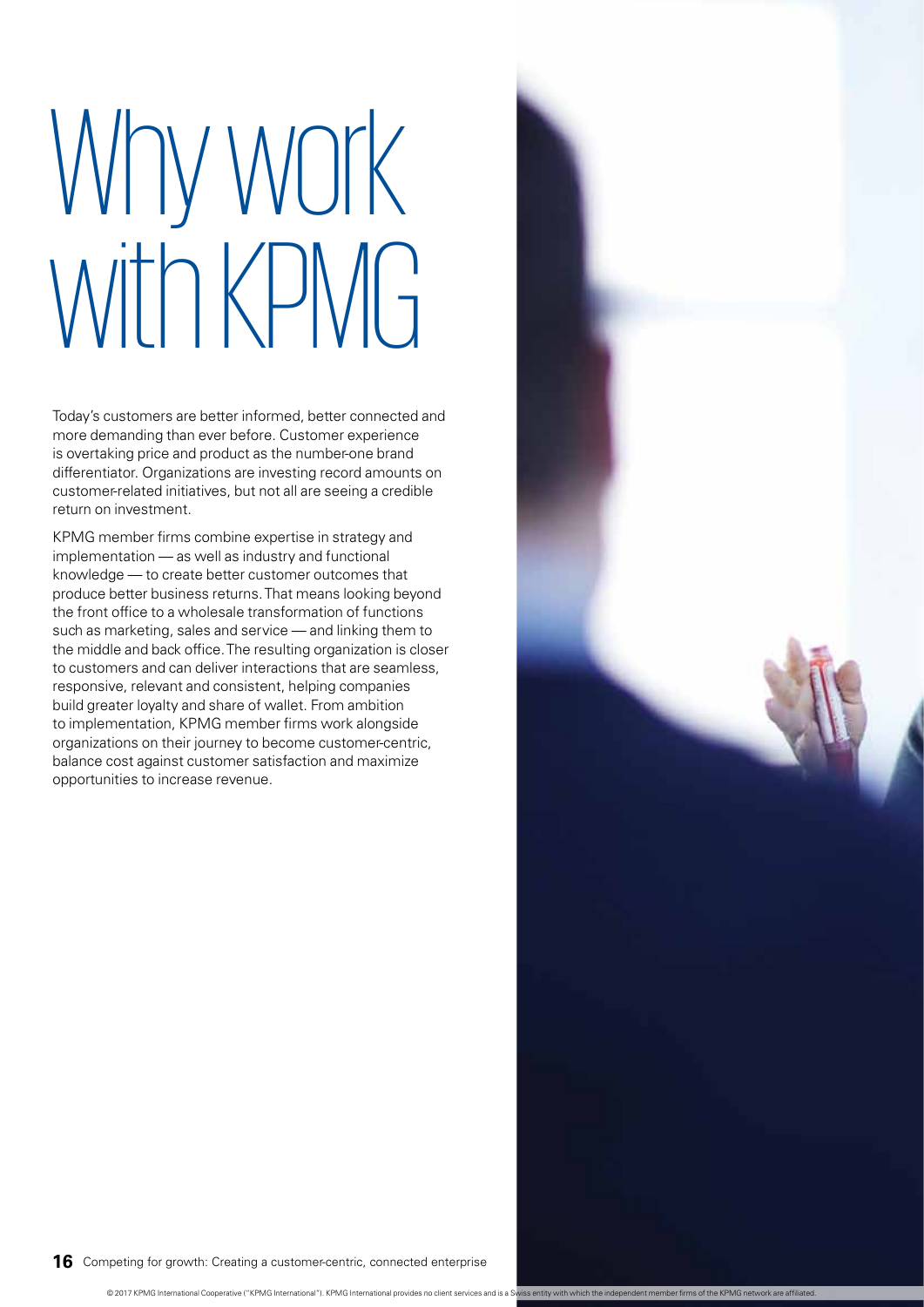# Why work with KPMG

Today's customers are better informed, better connected and more demanding than ever before. Customer experience is overtaking price and product as the number-one brand differentiator. Organizations are investing record amounts on customer-related initiatives, but not all are seeing a credible return on investment.

KPMG member firms combine expertise in strategy and implementation — as well as industry and functional knowledge — to create better customer outcomes that produce better business returns. That means looking beyond the front office to a wholesale transformation of functions such as marketing, sales and service — and linking them to the middle and back office. The resulting organization is closer to customers and can deliver interactions that are seamless, responsive, relevant and consistent, helping companies build greater loyalty and share of wallet. From ambition to implementation, KPMG member firms work alongside organizations on their journey to become customer-centric, balance cost against customer satisfaction and maximize opportunities to increase revenue.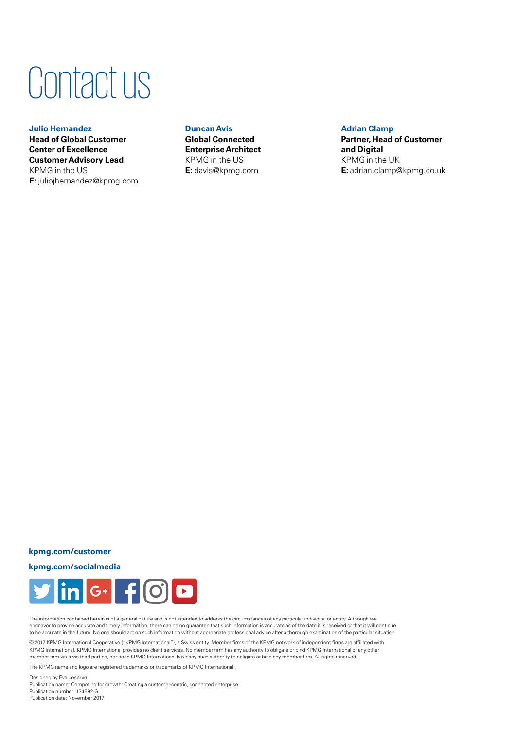# Contact us

**Julio Hernandez**
**Head of Global Customer Center of Excellence Customer Advisory Lead**
KPMG in the US
**E:** juliojhernandez@kpmg.com

**Duncan Avis**
**Global Connected Enterprise Architect**
KPMG in the US
**E:** davis@kpmg.com

**Adrian Clamp**
**Partner, Head of Customer and Digital**
KPMG in the UK
**E:** adrian.clamp@kpmg.co.uk

**kpmg.com/customer**

**kpmg.com/socialmedia**

The information contained herein is of a general nature and is not intended to address the circumstances of any particular individual or entity. Although we endeavor to provide accurate and timely information, there can be no guarantee that such information is accurate as of the date it is received or that it will continue to be accurate in the future. No one should act on such information without appropriate professional advice after a thorough examination of the particular situation.

© 2017 KPMG International Cooperative ("KPMG International"), a Swiss entity. Member firms of the KPMG network of independent firms are affiliated with KPMG International. KPMG International provides no client services. No member firm has any authority to obligate or bind KPMG International or any other member firm vis-à-vis third parties, nor does KPMG International have any such authority to obligate or bind any member firm. All rights reserved.

The KPMG name and logo are registered trademarks or trademarks of KPMG International.

Designed by Evalueserve.
Publication name: Competing for growth: Creating a customer-centric, connected enterprise
Publication number: 134592-G
Publication date: November 2017